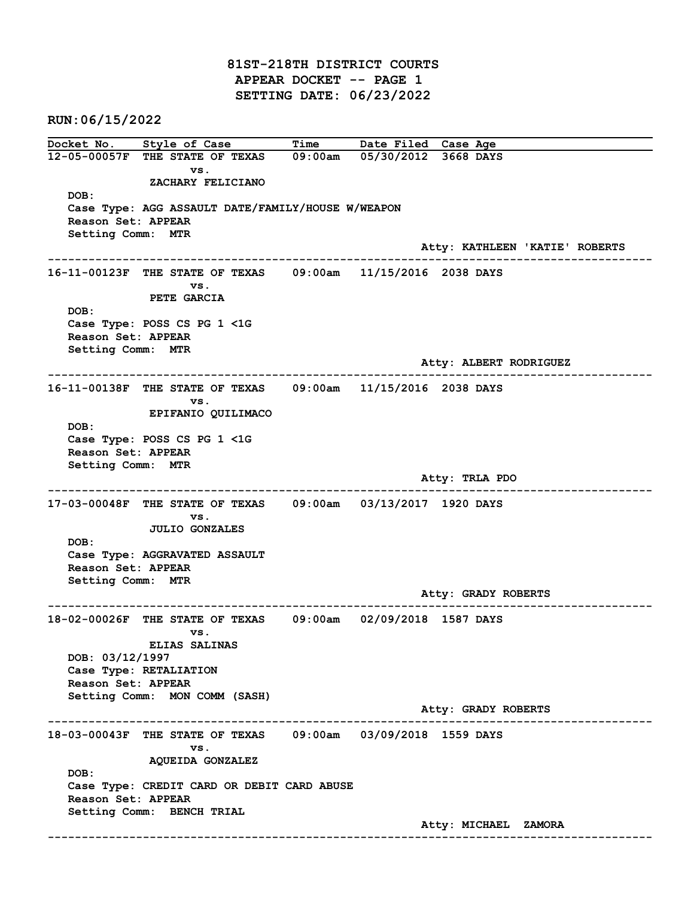# 81ST-218TH DISTRICT COURTS
## APPEAR DOCKET -- PAGE 1
## SETTING DATE: 06/23/2022

RUN:06/15/2022

| Docket No. | Style of Case | Time | Date Filed | Case Age |
|---|---|---|---|---|

**12-05-00057F** THE STATE OF TEXAS vs. ZACHARY FELICIANO — 09:00am — 05/30/2012 — 3668 DAYS
DOB:
Case Type: AGG ASSAULT DATE/FAMILY/HOUSE W/WEAPON
Reason Set: APPEAR
Setting Comm: MTR
Atty: KATHLEEN 'KATIE' ROBERTS

---

**16-11-00123F** THE STATE OF TEXAS vs. PETE GARCIA — 09:00am — 11/15/2016 — 2038 DAYS
DOB:
Case Type: POSS CS PG 1 <1G
Reason Set: APPEAR
Setting Comm: MTR
Atty: ALBERT RODRIGUEZ

---

**16-11-00138F** THE STATE OF TEXAS vs. EPIFANIO QUILIMACO — 09:00am — 11/15/2016 — 2038 DAYS
DOB:
Case Type: POSS CS PG 1 <1G
Reason Set: APPEAR
Setting Comm: MTR
Atty: TRLA PDO

---

**17-03-00048F** THE STATE OF TEXAS vs. JULIO GONZALES — 09:00am — 03/13/2017 — 1920 DAYS
DOB:
Case Type: AGGRAVATED ASSAULT
Reason Set: APPEAR
Setting Comm: MTR
Atty: GRADY ROBERTS

---

**18-02-00026F** THE STATE OF TEXAS vs. ELIAS SALINAS — 09:00am — 02/09/2018 — 1587 DAYS
DOB: 03/12/1997
Case Type: RETALIATION
Reason Set: APPEAR
Setting Comm: MON COMM (SASH)
Atty: GRADY ROBERTS

---

**18-03-00043F** THE STATE OF TEXAS vs. AQUEIDA GONZALEZ — 09:00am — 03/09/2018 — 1559 DAYS
DOB:
Case Type: CREDIT CARD OR DEBIT CARD ABUSE
Reason Set: APPEAR
Setting Comm: BENCH TRIAL
Atty: MICHAEL ZAMORA

---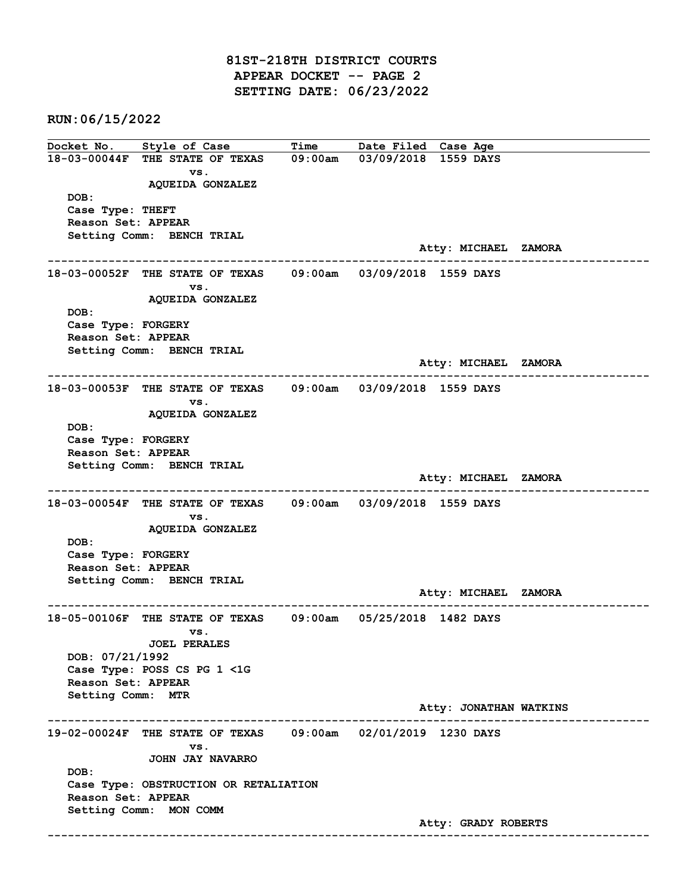# 81ST-218TH DISTRICT COURTS
## APPEAR DOCKET -- PAGE 2
## SETTING DATE: 06/23/2022

**RUN:06/15/2022**

| Docket No. | Style of Case | Time | Date Filed | Case Age |
|---|---|---|---|---|

**18-03-00044F** THE STATE OF TEXAS vs. AQUEIDA GONZALEZ — 09:00am — 03/09/2018 — 1559 DAYS

DOB:
Case Type: THEFT
Reason Set: APPEAR
Setting Comm: BENCH TRIAL
Atty: MICHAEL ZAMORA

---

**18-03-00052F** THE STATE OF TEXAS vs. AQUEIDA GONZALEZ — 09:00am — 03/09/2018 — 1559 DAYS

DOB:
Case Type: FORGERY
Reason Set: APPEAR
Setting Comm: BENCH TRIAL
Atty: MICHAEL ZAMORA

---

**18-03-00053F** THE STATE OF TEXAS vs. AQUEIDA GONZALEZ — 09:00am — 03/09/2018 — 1559 DAYS

DOB:
Case Type: FORGERY
Reason Set: APPEAR
Setting Comm: BENCH TRIAL
Atty: MICHAEL ZAMORA

---

**18-03-00054F** THE STATE OF TEXAS vs. AQUEIDA GONZALEZ — 09:00am — 03/09/2018 — 1559 DAYS

DOB:
Case Type: FORGERY
Reason Set: APPEAR
Setting Comm: BENCH TRIAL
Atty: MICHAEL ZAMORA

---

**18-05-00106F** THE STATE OF TEXAS vs. JOEL PERALES — 09:00am — 05/25/2018 — 1482 DAYS

DOB: 07/21/1992
Case Type: POSS CS PG 1 <1G
Reason Set: APPEAR
Setting Comm: MTR
Atty: JONATHAN WATKINS

---

**19-02-00024F** THE STATE OF TEXAS vs. JOHN JAY NAVARRO — 09:00am — 02/01/2019 — 1230 DAYS

DOB:
Case Type: OBSTRUCTION OR RETALIATION
Reason Set: APPEAR
Setting Comm: MON COMM
Atty: GRADY ROBERTS

---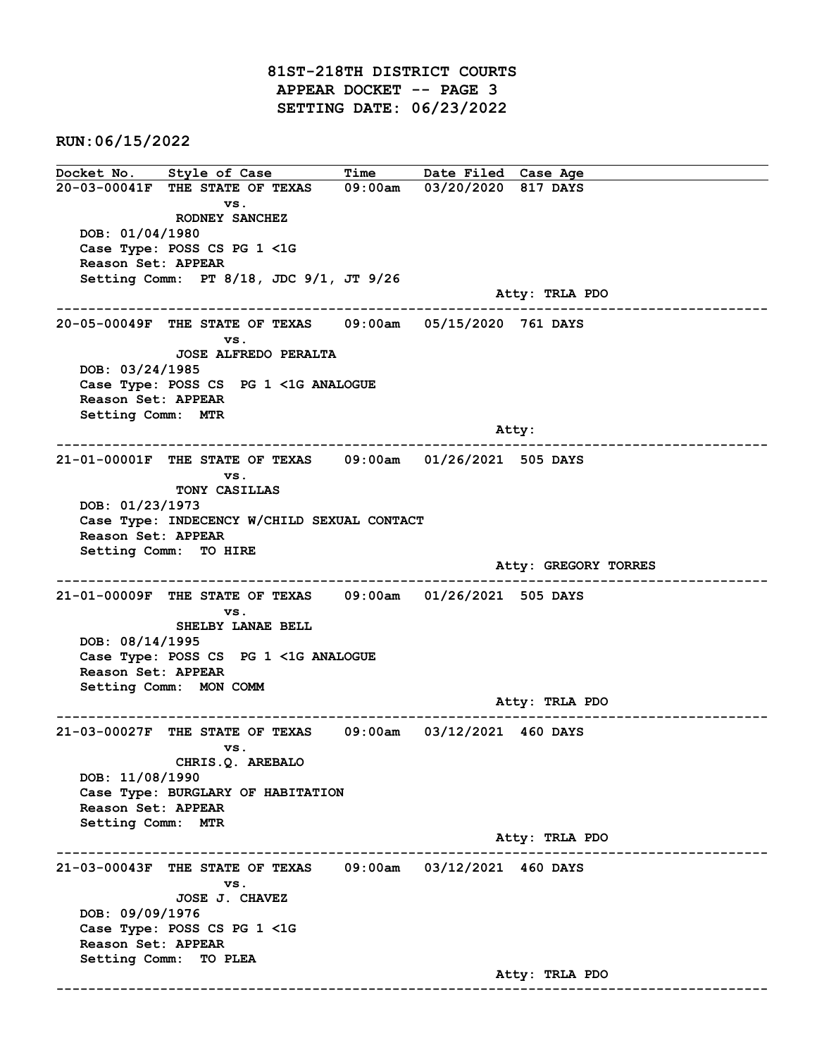# 81ST-218TH DISTRICT COURTS
## APPEAR DOCKET -- PAGE 3
## SETTING DATE: 06/23/2022

**RUN:06/15/2022**

| Docket No. | Style of Case | Time | Date Filed | Case Age |
|---|---|---|---|---|

**20-03-00041F** THE STATE OF TEXAS vs. RODNEY SANCHEZ — 09:00am — 03/20/2020 — 817 DAYS

DOB: 01/04/1980
Case Type: POSS CS PG 1 <1G
Reason Set: APPEAR
Setting Comm: PT 8/18, JDC 9/1, JT 9/26
Atty: TRLA PDO

---

**20-05-00049F** THE STATE OF TEXAS vs. JOSE ALFREDO PERALTA — 09:00am — 05/15/2020 — 761 DAYS

DOB: 03/24/1985
Case Type: POSS CS PG 1 <1G ANALOGUE
Reason Set: APPEAR
Setting Comm: MTR
Atty:

---

**21-01-00001F** THE STATE OF TEXAS vs. TONY CASILLAS — 09:00am — 01/26/2021 — 505 DAYS

DOB: 01/23/1973
Case Type: INDECENCY W/CHILD SEXUAL CONTACT
Reason Set: APPEAR
Setting Comm: TO HIRE
Atty: GREGORY TORRES

---

**21-01-00009F** THE STATE OF TEXAS vs. SHELBY LANAE BELL — 09:00am — 01/26/2021 — 505 DAYS

DOB: 08/14/1995
Case Type: POSS CS PG 1 <1G ANALOGUE
Reason Set: APPEAR
Setting Comm: MON COMM
Atty: TRLA PDO

---

**21-03-00027F** THE STATE OF TEXAS vs. CHRIS.Q. AREBALO — 09:00am — 03/12/2021 — 460 DAYS

DOB: 11/08/1990
Case Type: BURGLARY OF HABITATION
Reason Set: APPEAR
Setting Comm: MTR
Atty: TRLA PDO

---

**21-03-00043F** THE STATE OF TEXAS vs. JOSE J. CHAVEZ — 09:00am — 03/12/2021 — 460 DAYS

DOB: 09/09/1976
Case Type: POSS CS PG 1 <1G
Reason Set: APPEAR
Setting Comm: TO PLEA
Atty: TRLA PDO

---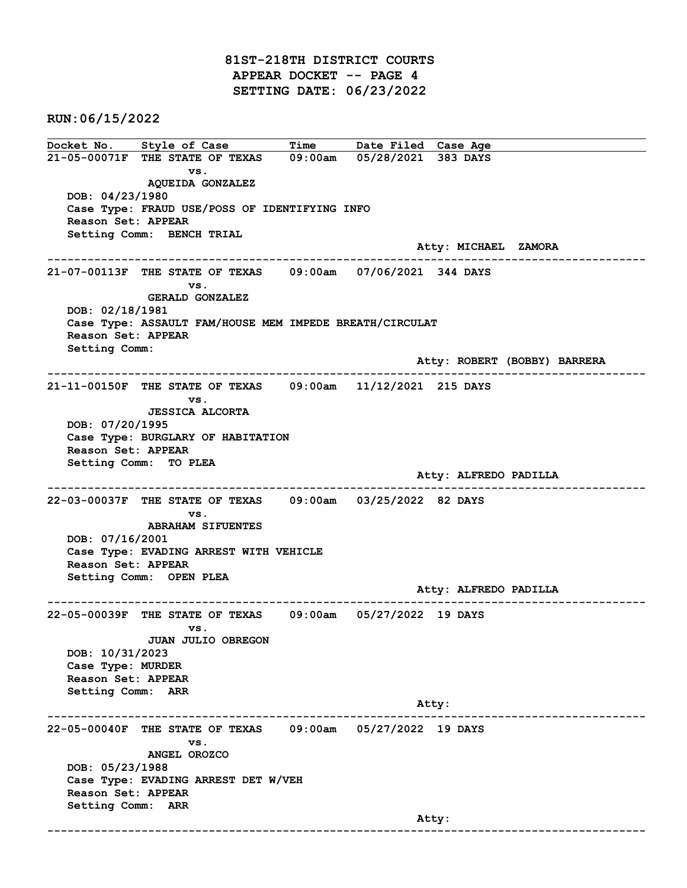# 81ST-218TH DISTRICT COURTS
## APPEAR DOCKET -- PAGE 4
## SETTING DATE: 06/23/2022

**RUN:06/15/2022**

| Docket No. | Style of Case | Time | Date Filed | Case Age |
|---|---|---|---|---|

**21-05-00071F** THE STATE OF TEXAS vs. AQUEIDA GONZALEZ — 09:00am — 05/28/2021 — 383 DAYS

DOB: 04/23/1980
Case Type: FRAUD USE/POSS OF IDENTIFYING INFO
Reason Set: APPEAR
Setting Comm: BENCH TRIAL
Atty: MICHAEL ZAMORA

---

**21-07-00113F** THE STATE OF TEXAS vs. GERALD GONZALEZ — 09:00am — 07/06/2021 — 344 DAYS

DOB: 02/18/1981
Case Type: ASSAULT FAM/HOUSE MEM IMPEDE BREATH/CIRCULAT
Reason Set: APPEAR
Setting Comm:
Atty: ROBERT (BOBBY) BARRERA

---

**21-11-00150F** THE STATE OF TEXAS vs. JESSICA ALCORTA — 09:00am — 11/12/2021 — 215 DAYS

DOB: 07/20/1995
Case Type: BURGLARY OF HABITATION
Reason Set: APPEAR
Setting Comm: TO PLEA
Atty: ALFREDO PADILLA

---

**22-03-00037F** THE STATE OF TEXAS vs. ABRAHAM SIFUENTES — 09:00am — 03/25/2022 — 82 DAYS

DOB: 07/16/2001
Case Type: EVADING ARREST WITH VEHICLE
Reason Set: APPEAR
Setting Comm: OPEN PLEA
Atty: ALFREDO PADILLA

---

**22-05-00039F** THE STATE OF TEXAS vs. JUAN JULIO OBREGON — 09:00am — 05/27/2022 — 19 DAYS

DOB: 10/31/2023
Case Type: MURDER
Reason Set: APPEAR
Setting Comm: ARR
Atty:

---

**22-05-00040F** THE STATE OF TEXAS vs. ANGEL OROZCO — 09:00am — 05/27/2022 — 19 DAYS

DOB: 05/23/1988
Case Type: EVADING ARREST DET W/VEH
Reason Set: APPEAR
Setting Comm: ARR
Atty:

---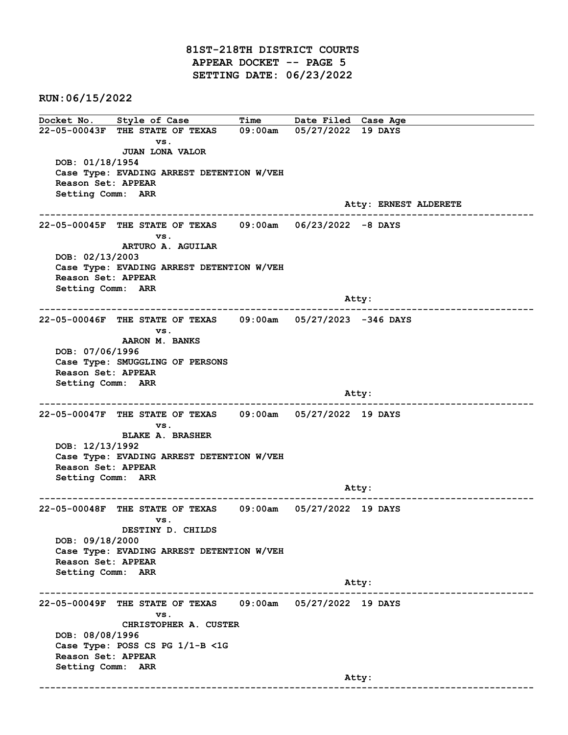# 81ST-218TH DISTRICT COURTS
## APPEAR DOCKET -- PAGE 5
## SETTING DATE: 06/23/2022

**RUN:06/15/2022**

| Docket No. | Style of Case | Time | Date Filed | Case Age |
|---|---|---|---|---|

**22-05-00043F** THE STATE OF TEXAS vs. JUAN LONA VALOR — 09:00am — 05/27/2022 — 19 DAYS
DOB: 01/18/1954
Case Type: EVADING ARREST DETENTION W/VEH
Reason Set: APPEAR
Setting Comm: ARR
Atty: ERNEST ALDERETE

---

**22-05-00045F** THE STATE OF TEXAS vs. ARTURO A. AGUILAR — 09:00am — 06/23/2022 — -8 DAYS
DOB: 02/13/2003
Case Type: EVADING ARREST DETENTION W/VEH
Reason Set: APPEAR
Setting Comm: ARR
Atty:

---

**22-05-00046F** THE STATE OF TEXAS vs. AARON M. BANKS — 09:00am — 05/27/2023 — -346 DAYS
DOB: 07/06/1996
Case Type: SMUGGLING OF PERSONS
Reason Set: APPEAR
Setting Comm: ARR
Atty:

---

**22-05-00047F** THE STATE OF TEXAS vs. BLAKE A. BRASHER — 09:00am — 05/27/2022 — 19 DAYS
DOB: 12/13/1992
Case Type: EVADING ARREST DETENTION W/VEH
Reason Set: APPEAR
Setting Comm: ARR
Atty:

---

**22-05-00048F** THE STATE OF TEXAS vs. DESTINY D. CHILDS — 09:00am — 05/27/2022 — 19 DAYS
DOB: 09/18/2000
Case Type: EVADING ARREST DETENTION W/VEH
Reason Set: APPEAR
Setting Comm: ARR
Atty:

---

**22-05-00049F** THE STATE OF TEXAS vs. CHRISTOPHER A. CUSTER — 09:00am — 05/27/2022 — 19 DAYS
DOB: 08/08/1996
Case Type: POSS CS PG 1/1-B <1G
Reason Set: APPEAR
Setting Comm: ARR
Atty:

---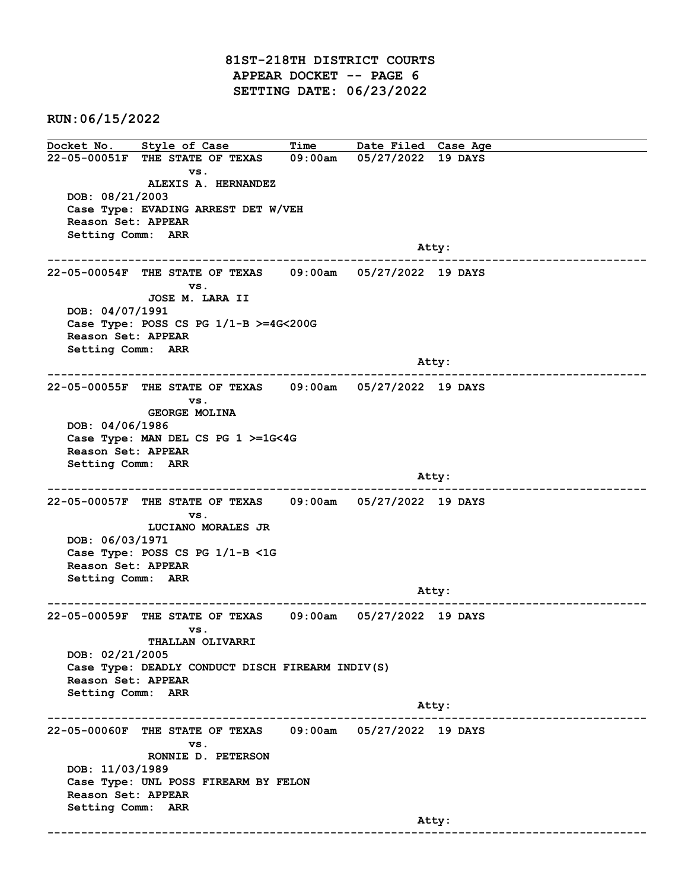# 81ST-218TH DISTRICT COURTS
## APPEAR DOCKET -- PAGE 6
## SETTING DATE: 06/23/2022

**RUN:06/15/2022**

| Docket No. | Style of Case | Time | Date Filed | Case Age |
|---|---|---|---|---|

**22-05-00051F** THE STATE OF TEXAS vs. ALEXIS A. HERNANDEZ — 09:00am — 05/27/2022 — 19 DAYS

DOB: 08/21/2003
Case Type: EVADING ARREST DET W/VEH
Reason Set: APPEAR
Setting Comm: ARR
Atty:

---

**22-05-00054F** THE STATE OF TEXAS vs. JOSE M. LARA II — 09:00am — 05/27/2022 — 19 DAYS

DOB: 04/07/1991
Case Type: POSS CS PG 1/1-B >=4G<200G
Reason Set: APPEAR
Setting Comm: ARR
Atty:

---

**22-05-00055F** THE STATE OF TEXAS vs. GEORGE MOLINA — 09:00am — 05/27/2022 — 19 DAYS

DOB: 04/06/1986
Case Type: MAN DEL CS PG 1 >=1G<4G
Reason Set: APPEAR
Setting Comm: ARR
Atty:

---

**22-05-00057F** THE STATE OF TEXAS vs. LUCIANO MORALES JR — 09:00am — 05/27/2022 — 19 DAYS

DOB: 06/03/1971
Case Type: POSS CS PG 1/1-B <1G
Reason Set: APPEAR
Setting Comm: ARR
Atty:

---

**22-05-00059F** THE STATE OF TEXAS vs. THALLAN OLIVARRI — 09:00am — 05/27/2022 — 19 DAYS

DOB: 02/21/2005
Case Type: DEADLY CONDUCT DISCH FIREARM INDIV(S)
Reason Set: APPEAR
Setting Comm: ARR
Atty:

---

**22-05-00060F** THE STATE OF TEXAS vs. RONNIE D. PETERSON — 09:00am — 05/27/2022 — 19 DAYS

DOB: 11/03/1989
Case Type: UNL POSS FIREARM BY FELON
Reason Set: APPEAR
Setting Comm: ARR
Atty:

---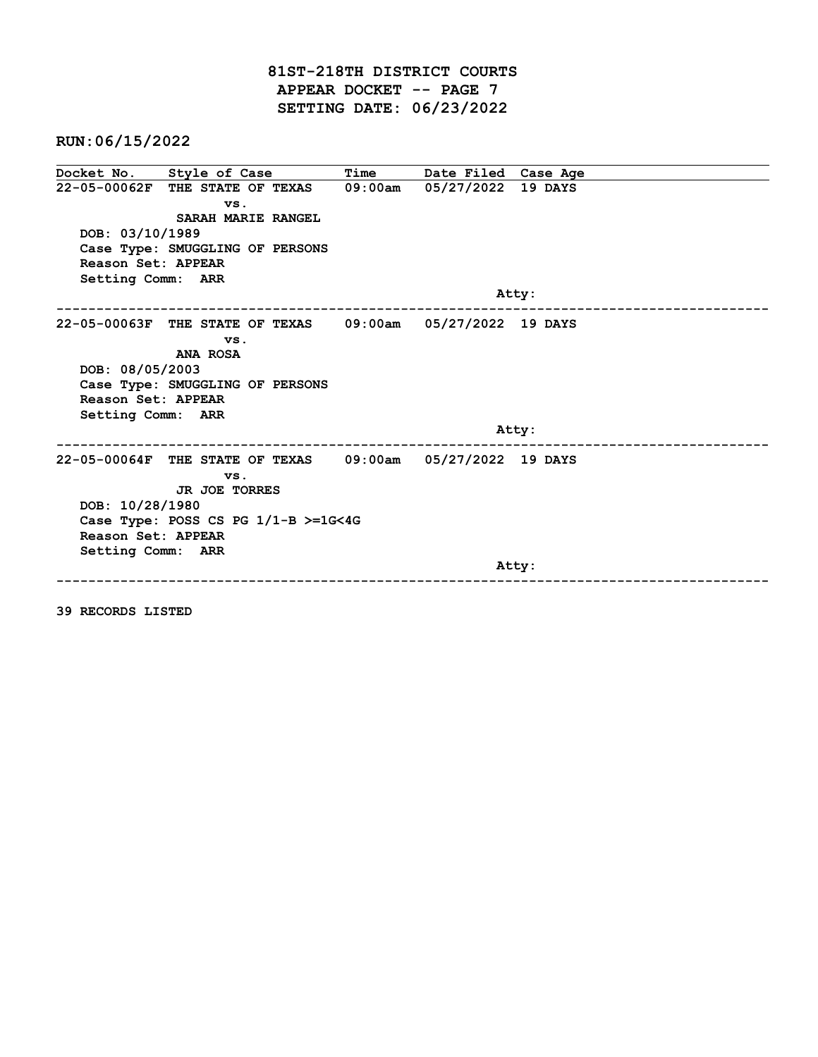# 81ST-218TH DISTRICT COURTS
## APPEAR DOCKET -- PAGE 7
## SETTING DATE: 06/23/2022

**RUN:06/15/2022**

| Docket No. | Style of Case | Time | Date Filed | Case Age |
|---|---|---|---|---|
| 22-05-00062F | THE STATE OF TEXAS vs. SARAH MARIE RANGEL | 09:00am | 05/27/2022 | 19 DAYS |

DOB: 03/10/1989
Case Type: SMUGGLING OF PERSONS
Reason Set: APPEAR
Setting Comm: ARR
Atty:

---

| Docket No. | Style of Case | Time | Date Filed | Case Age |
|---|---|---|---|---|
| 22-05-00063F | THE STATE OF TEXAS vs. ANA ROSA | 09:00am | 05/27/2022 | 19 DAYS |

DOB: 08/05/2003
Case Type: SMUGGLING OF PERSONS
Reason Set: APPEAR
Setting Comm: ARR
Atty:

---

| Docket No. | Style of Case | Time | Date Filed | Case Age |
|---|---|---|---|---|
| 22-05-00064F | THE STATE OF TEXAS vs. JR JOE TORRES | 09:00am | 05/27/2022 | 19 DAYS |

DOB: 10/28/1980
Case Type: POSS CS PG 1/1-B >=1G<4G
Reason Set: APPEAR
Setting Comm: ARR
Atty:

---

39 RECORDS LISTED